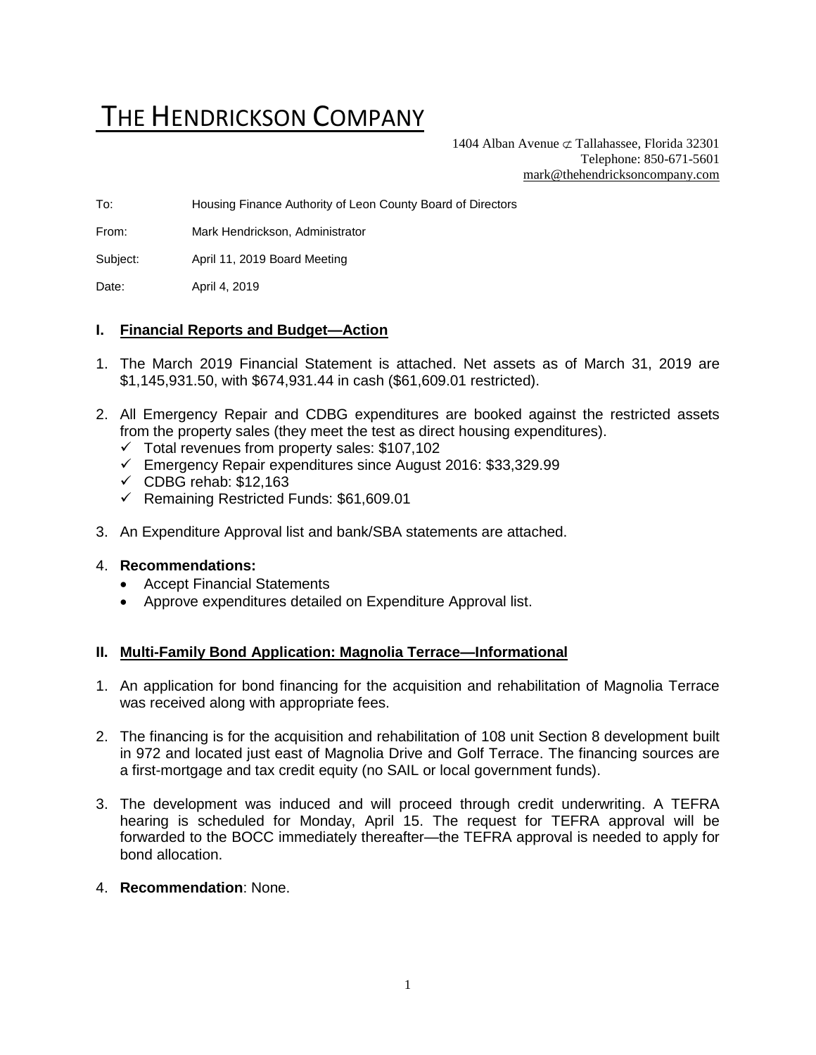# THE HENDRICKSON COMPANY

1404 Alban Avenue ⊄ Tallahassee, Florida 32301
Telephone: 850-671-5601
mark@thehendricksoncompany.com

To: Housing Finance Authority of Leon County Board of Directors

From: Mark Hendrickson, Administrator

Subject: April 11, 2019 Board Meeting

Date: April 4, 2019

## I. Financial Reports and Budget—Action

1. The March 2019 Financial Statement is attached. Net assets as of March 31, 2019 are $1,145,931.50, with $674,931.44 in cash ($61,609.01 restricted).

2. All Emergency Repair and CDBG expenditures are booked against the restricted assets from the property sales (they meet the test as direct housing expenditures).
   - ✓ Total revenues from property sales: $107,102
   - ✓ Emergency Repair expenditures since August 2016: $33,329.99
   - ✓ CDBG rehab: $12,163
   - ✓ Remaining Restricted Funds: $61,609.01

3. An Expenditure Approval list and bank/SBA statements are attached.

4. **Recommendations:**
   - Accept Financial Statements
   - Approve expenditures detailed on Expenditure Approval list.

## II. Multi-Family Bond Application: Magnolia Terrace—Informational

1. An application for bond financing for the acquisition and rehabilitation of Magnolia Terrace was received along with appropriate fees.

2. The financing is for the acquisition and rehabilitation of 108 unit Section 8 development built in 972 and located just east of Magnolia Drive and Golf Terrace. The financing sources are a first-mortgage and tax credit equity (no SAIL or local government funds).

3. The development was induced and will proceed through credit underwriting. A TEFRA hearing is scheduled for Monday, April 15. The request for TEFRA approval will be forwarded to the BOCC immediately thereafter—the TEFRA approval is needed to apply for bond allocation.

4. **Recommendation**: None.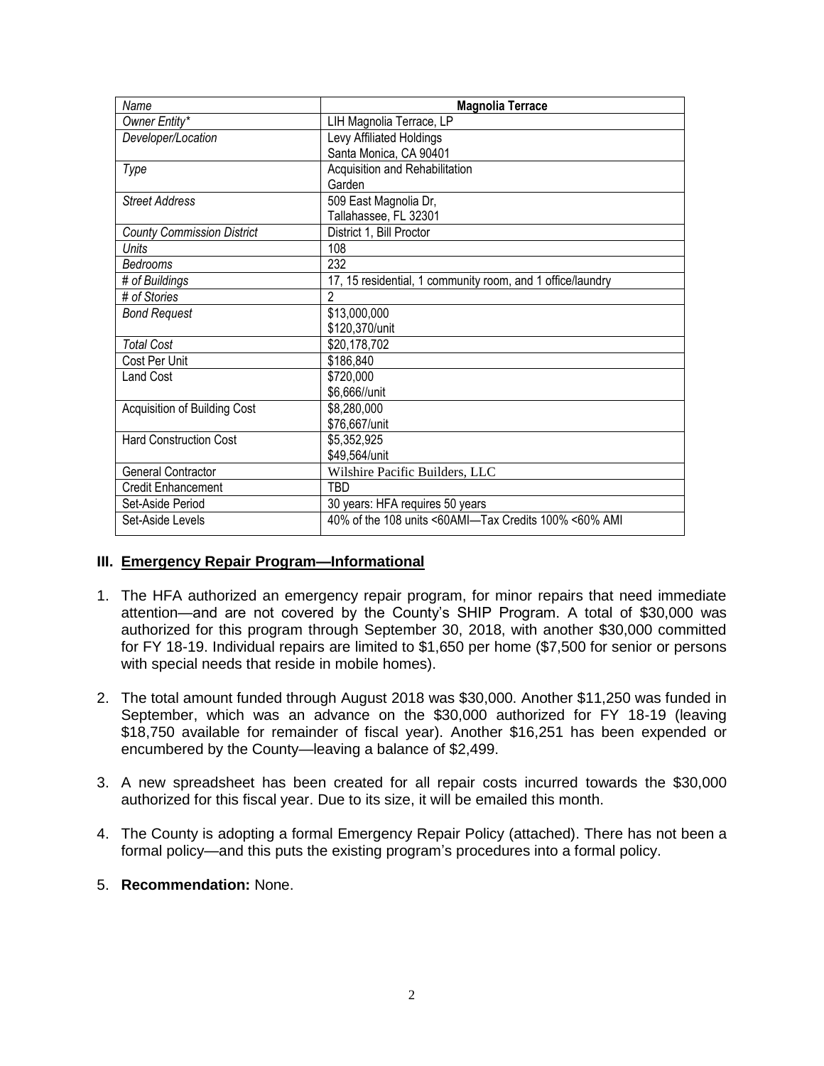| *Name* | **Magnolia Terrace** |
|---|---|
| *Owner Entity** | LIH Magnolia Terrace, LP |
| *Developer/Location* | Levy Affiliated Holdings<br>Santa Monica, CA 90401 |
| *Type* | Acquisition and Rehabilitation<br>Garden |
| *Street Address* | 509 East Magnolia Dr,<br>Tallahassee, FL 32301 |
| *County Commission District* | District 1, Bill Proctor |
| *Units* | 108 |
| *Bedrooms* | 232 |
| *# of Buildings* | 17, 15 residential, 1 community room, and 1 office/laundry |
| *# of Stories* | 2 |
| *Bond Request* | $13,000,000<br>$120,370/unit |
| *Total Cost* | $20,178,702 |
| Cost Per Unit | $186,840 |
| Land Cost | $720,000<br>$6,666//unit |
| Acquisition of Building Cost | $8,280,000<br>$76,667/unit |
| Hard Construction Cost | $5,352,925<br>$49,564/unit |
| General Contractor | Wilshire Pacific Builders, LLC |
| Credit Enhancement | TBD |
| Set-Aside Period | 30 years: HFA requires 50 years |
| Set-Aside Levels | 40% of the 108 units <60AMI—Tax Credits 100% <60% AMI |

### III. Emergency Repair Program—Informational

1. The HFA authorized an emergency repair program, for minor repairs that need immediate attention—and are not covered by the County's SHIP Program. A total of $30,000 was authorized for this program through September 30, 2018, with another $30,000 committed for FY 18-19. Individual repairs are limited to $1,650 per home ($7,500 for senior or persons with special needs that reside in mobile homes).

2. The total amount funded through August 2018 was $30,000. Another $11,250 was funded in September, which was an advance on the $30,000 authorized for FY 18-19 (leaving $18,750 available for remainder of fiscal year). Another $16,251 has been expended or encumbered by the County—leaving a balance of $2,499.

3. A new spreadsheet has been created for all repair costs incurred towards the $30,000 authorized for this fiscal year. Due to its size, it will be emailed this month.

4. The County is adopting a formal Emergency Repair Policy (attached). There has not been a formal policy—and this puts the existing program's procedures into a formal policy.

5. **Recommendation:** None.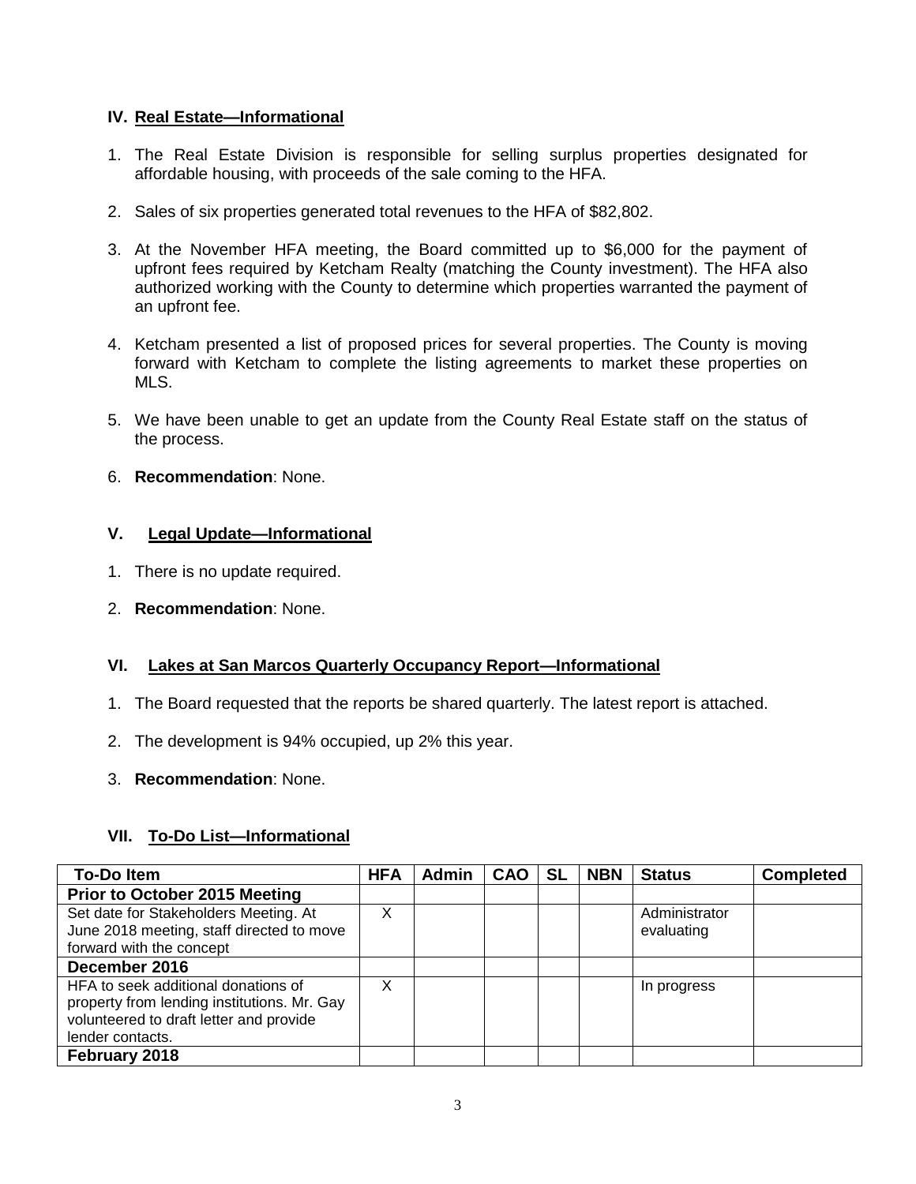## IV. Real Estate—Informational

1. The Real Estate Division is responsible for selling surplus properties designated for affordable housing, with proceeds of the sale coming to the HFA.
2. Sales of six properties generated total revenues to the HFA of $82,802.
3. At the November HFA meeting, the Board committed up to $6,000 for the payment of upfront fees required by Ketcham Realty (matching the County investment). The HFA also authorized working with the County to determine which properties warranted the payment of an upfront fee.
4. Ketcham presented a list of proposed prices for several properties. The County is moving forward with Ketcham to complete the listing agreements to market these properties on MLS.
5. We have been unable to get an update from the County Real Estate staff on the status of the process.
6. **Recommendation**: None.

## V. Legal Update—Informational

1. There is no update required.
2. **Recommendation**: None.

## VI. Lakes at San Marcos Quarterly Occupancy Report—Informational

1. The Board requested that the reports be shared quarterly. The latest report is attached.
2. The development is 94% occupied, up 2% this year.
3. **Recommendation**: None.

## VII. To-Do List—Informational

| To-Do Item | HFA | Admin | CAO | SL | NBN | Status | Completed |
|---|---|---|---|---|---|---|---|
| **Prior to October 2015 Meeting** | | | | | | | |
| Set date for Stakeholders Meeting. At June 2018 meeting, staff directed to move forward with the concept | X | | | | | Administrator evaluating | |
| **December 2016** | | | | | | | |
| HFA to seek additional donations of property from lending institutions. Mr. Gay volunteered to draft letter and provide lender contacts. | X | | | | | In progress | |
| **February 2018** | | | | | | | |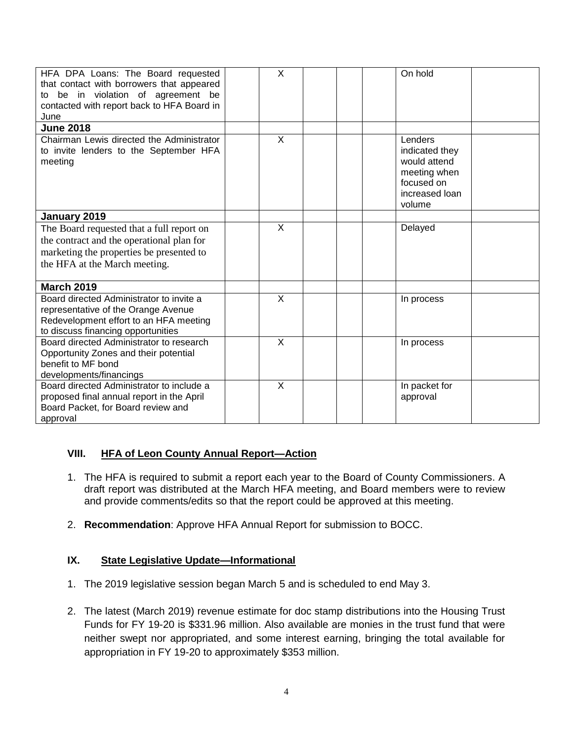| | | | | | | | |
|---|---|---|---|---|---|---|---|
| HFA DPA Loans: The Board requested that contact with borrowers that appeared to be in violation of agreement be contacted with report back to HFA Board in June | | X | | | | On hold | |
| **June 2018** | | | | | | | |
| Chairman Lewis directed the Administrator to invite lenders to the September HFA meeting | | X | | | | Lenders indicated they would attend meeting when focused on increased loan volume | |
| **January 2019** | | | | | | | |
| The Board requested that a full report on the contract and the operational plan for marketing the properties be presented to the HFA at the March meeting. | | X | | | | Delayed | |
| **March 2019** | | | | | | | |
| Board directed Administrator to invite a representative of the Orange Avenue Redevelopment effort to an HFA meeting to discuss financing opportunities | | X | | | | In process | |
| Board directed Administrator to research Opportunity Zones and their potential benefit to MF bond developments/financings | | X | | | | In process | |
| Board directed Administrator to include a proposed final annual report in the April Board Packet, for Board review and approval | | X | | | | In packet for approval | |

## VIII. HFA of Leon County Annual Report—Action

1. The HFA is required to submit a report each year to the Board of County Commissioners. A draft report was distributed at the March HFA meeting, and Board members were to review and provide comments/edits so that the report could be approved at this meeting.

2. **Recommendation**: Approve HFA Annual Report for submission to BOCC.

## IX. State Legislative Update—Informational

1. The 2019 legislative session began March 5 and is scheduled to end May 3.

2. The latest (March 2019) revenue estimate for doc stamp distributions into the Housing Trust Funds for FY 19-20 is $331.96 million. Also available are monies in the trust fund that were neither swept nor appropriated, and some interest earning, bringing the total available for appropriation in FY 19-20 to approximately $353 million.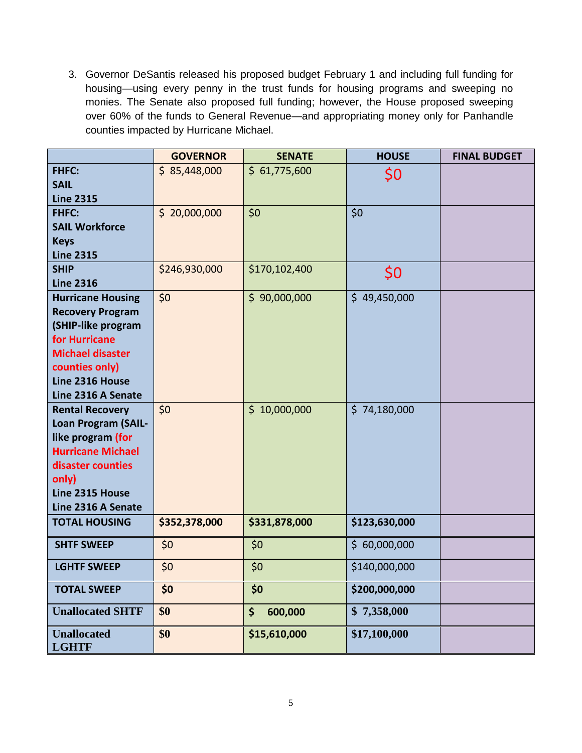3. Governor DeSantis released his proposed budget February 1 and including full funding for housing—using every penny in the trust funds for housing programs and sweeping no monies. The Senate also proposed full funding; however, the House proposed sweeping over 60% of the funds to General Revenue—and appropriating money only for Panhandle counties impacted by Hurricane Michael.

| | GOVERNOR | SENATE | HOUSE | FINAL BUDGET |
|---|---|---|---|---|
| **FHFC: SAIL Line 2315** | $ 85,448,000 | $ 61,775,600 | $0 | |
| **FHFC: SAIL Workforce Keys Line 2315** | $ 20,000,000 | $0 | $0 | |
| **SHIP Line 2316** | $246,930,000 | $170,102,400 | $0 | |
| **Hurricane Housing Recovery Program (SHIP-like program for Hurricane Michael disaster counties only) Line 2316 House Line 2316 A Senate** | $0 | $ 90,000,000 | $ 49,450,000 | |
| **Rental Recovery Loan Program (SAIL-like program (for Hurricane Michael disaster counties only) Line 2315 House Line 2316 A Senate** | $0 | $ 10,000,000 | $ 74,180,000 | |
| **TOTAL HOUSING** | **$352,378,000** | **$331,878,000** | **$123,630,000** | |
| **SHTF SWEEP** | $0 | $0 | $ 60,000,000 | |
| **LGHTF SWEEP** | $0 | $0 | $140,000,000 | |
| **TOTAL SWEEP** | **$0** | **$0** | **$200,000,000** | |
| **Unallocated SHTF** | **$0** | **$ 600,000** | **$ 7,358,000** | |
| **Unallocated LGHTF** | **$0** | **$15,610,000** | **$17,100,000** | |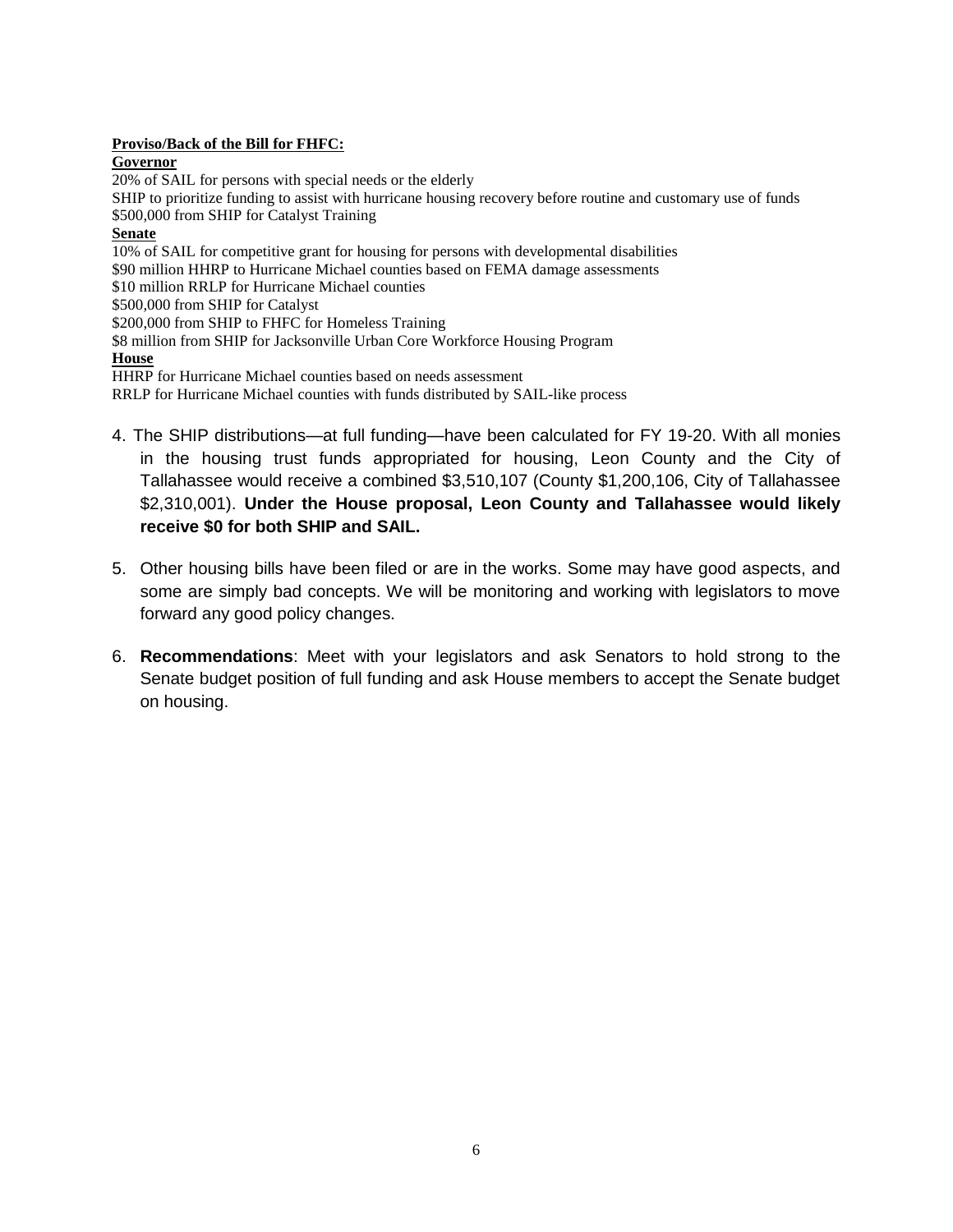**Proviso/Back of the Bill for FHFC:**

**Governor**

20% of SAIL for persons with special needs or the elderly
SHIP to prioritize funding to assist with hurricane housing recovery before routine and customary use of funds
$500,000 from SHIP for Catalyst Training

**Senate**

10% of SAIL for competitive grant for housing for persons with developmental disabilities
$90 million HHRP to Hurricane Michael counties based on FEMA damage assessments
$10 million RRLP for Hurricane Michael counties
$500,000 from SHIP for Catalyst
$200,000 from SHIP to FHFC for Homeless Training
$8 million from SHIP for Jacksonville Urban Core Workforce Housing Program

**House**

HHRP for Hurricane Michael counties based on needs assessment
RRLP for Hurricane Michael counties with funds distributed by SAIL-like process

4. The SHIP distributions—at full funding—have been calculated for FY 19-20. With all monies in the housing trust funds appropriated for housing, Leon County and the City of Tallahassee would receive a combined $3,510,107 (County $1,200,106, City of Tallahassee $2,310,001). **Under the House proposal, Leon County and Tallahassee would likely receive $0 for both SHIP and SAIL.**

5. Other housing bills have been filed or are in the works. Some may have good aspects, and some are simply bad concepts. We will be monitoring and working with legislators to move forward any good policy changes.

6. **Recommendations**: Meet with your legislators and ask Senators to hold strong to the Senate budget position of full funding and ask House members to accept the Senate budget on housing.